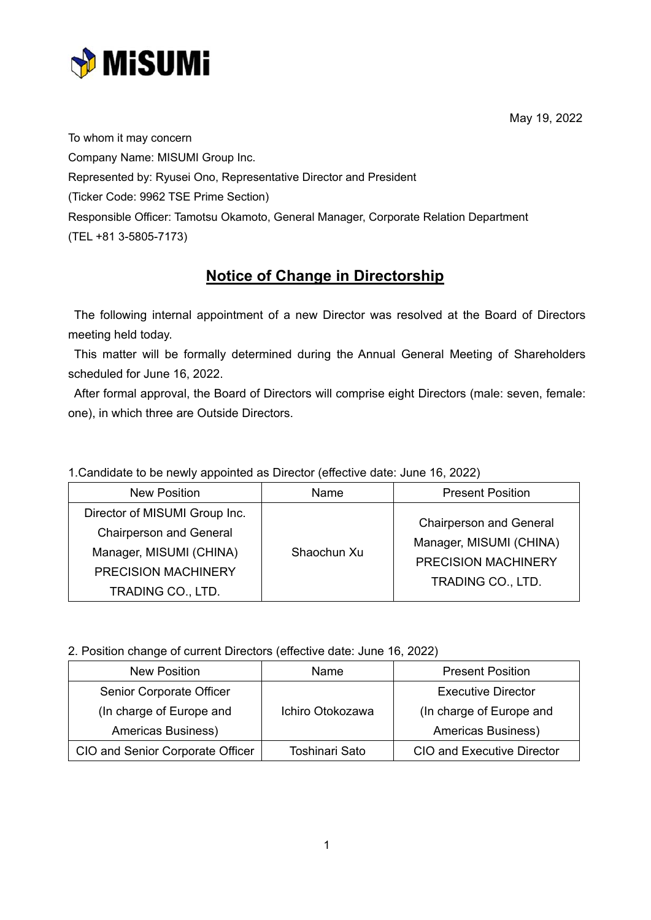MiSUMi

May 19, 2022

To whom it may concern
Company Name: MISUMI Group Inc.
Represented by: Ryusei Ono, Representative Director and President
(Ticker Code: 9962 TSE Prime Section)
Responsible Officer: Tamotsu Okamoto, General Manager, Corporate Relation Department
(TEL +81 3-5805-7173)

# Notice of Change in Directorship

The following internal appointment of a new Director was resolved at the Board of Directors meeting held today.

This matter will be formally determined during the Annual General Meeting of Shareholders scheduled for June 16, 2022.

After formal approval, the Board of Directors will comprise eight Directors (male: seven, female: one), in which three are Outside Directors.

1.Candidate to be newly appointed as Director (effective date: June 16, 2022)

| New Position | Name | Present Position |
|---|---|---|
| Director of MISUMI Group Inc. Chairperson and General Manager, MISUMI (CHINA) PRECISION MACHINERY TRADING CO., LTD. | Shaochun Xu | Chairperson and General Manager, MISUMI (CHINA) PRECISION MACHINERY TRADING CO., LTD. |

2. Position change of current Directors (effective date: June 16, 2022)

| New Position | Name | Present Position |
|---|---|---|
| Senior Corporate Officer (In charge of Europe and Americas Business) | Ichiro Otokozawa | Executive Director (In charge of Europe and Americas Business) |
| CIO and Senior Corporate Officer | Toshinari Sato | CIO and Executive Director |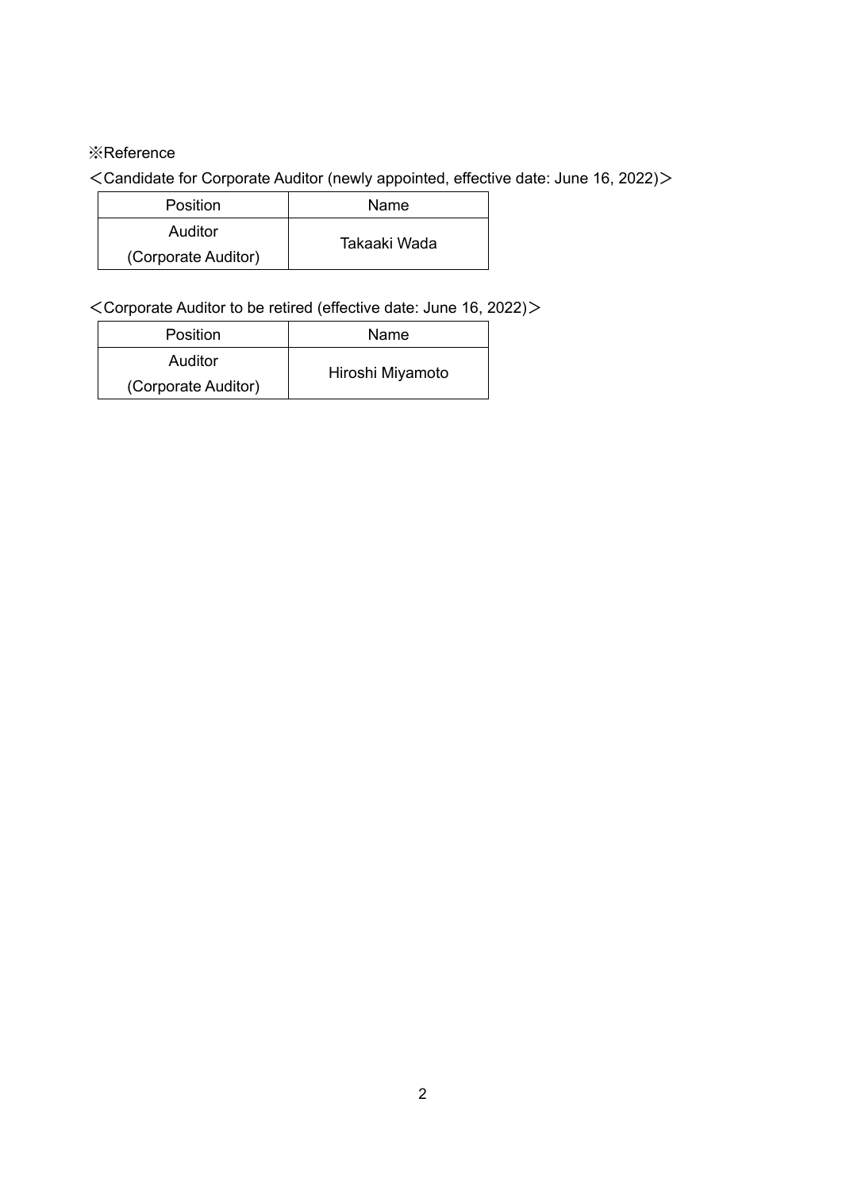※Reference

＜Candidate for Corporate Auditor (newly appointed, effective date: June 16, 2022)＞

| Position | Name |
| --- | --- |
| Auditor (Corporate Auditor) | Takaaki Wada |

＜Corporate Auditor to be retired (effective date: June 16, 2022)＞

| Position | Name |
| --- | --- |
| Auditor (Corporate Auditor) | Hiroshi Miyamoto |